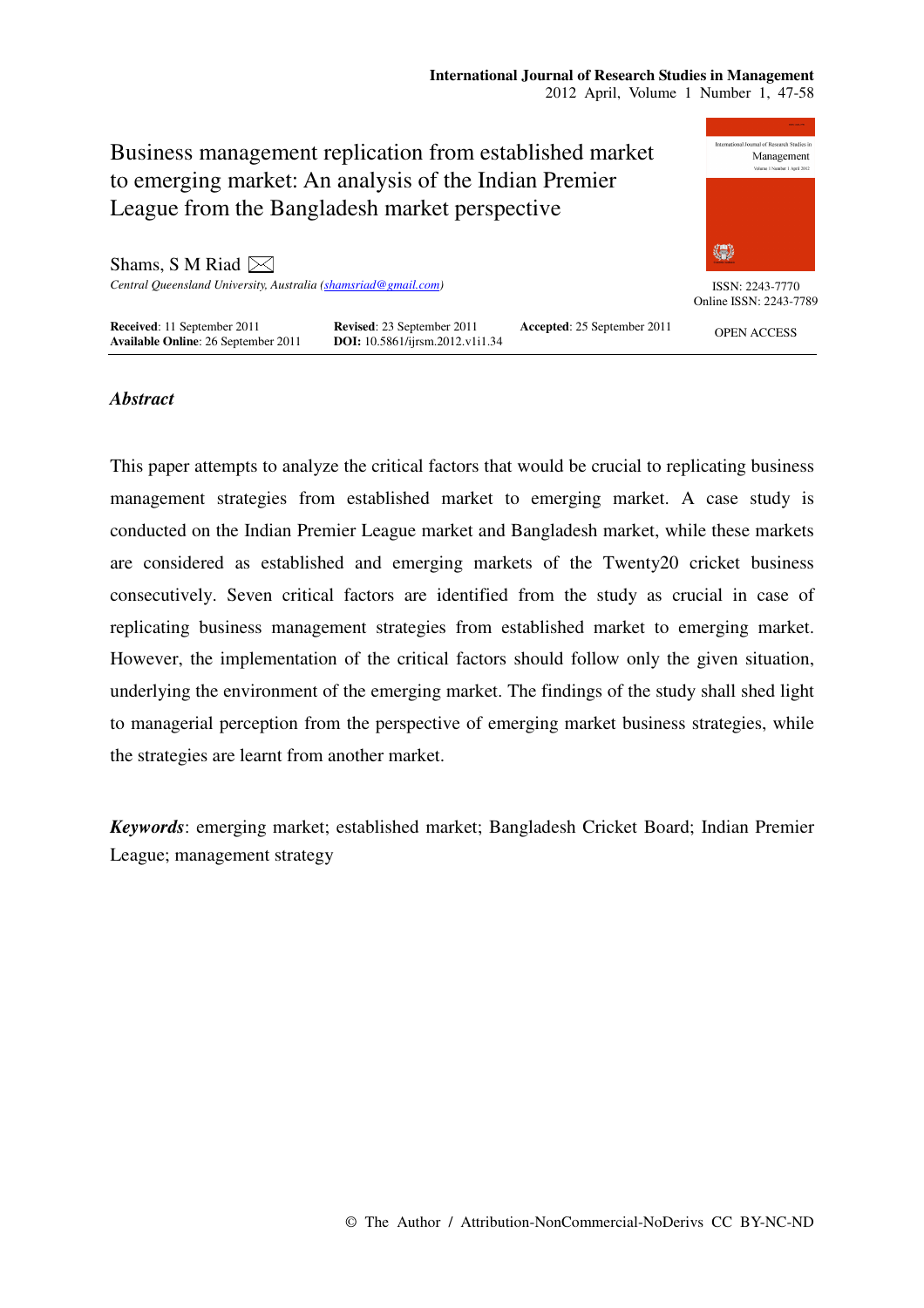# Business management replication from established market to emerging market: An analysis of the Indian Premier League from the Bangladesh market perspective

Shams, S M Riad

*Central Queensland University, Australia (shamsriad@gmail.com)*

ISSN: 2243-7770
Online ISSN: 2243-7789

**Received**: 11 September 2011 **Revised**: 23 September 2011 **Accepted**: 25 September 2011
**Available Online**: 26 September 2011 **DOI:** 10.5861/ijrsm.2012.v1i1.34

OPEN ACCESS

## *Abstract*

This paper attempts to analyze the critical factors that would be crucial to replicating business management strategies from established market to emerging market. A case study is conducted on the Indian Premier League market and Bangladesh market, while these markets are considered as established and emerging markets of the Twenty20 cricket business consecutively. Seven critical factors are identified from the study as crucial in case of replicating business management strategies from established market to emerging market. However, the implementation of the critical factors should follow only the given situation, underlying the environment of the emerging market. The findings of the study shall shed light to managerial perception from the perspective of emerging market business strategies, while the strategies are learnt from another market.

***Keywords***: emerging market; established market; Bangladesh Cricket Board; Indian Premier League; management strategy

© The Author / Attribution-NonCommercial-NoDerivs CC BY-NC-ND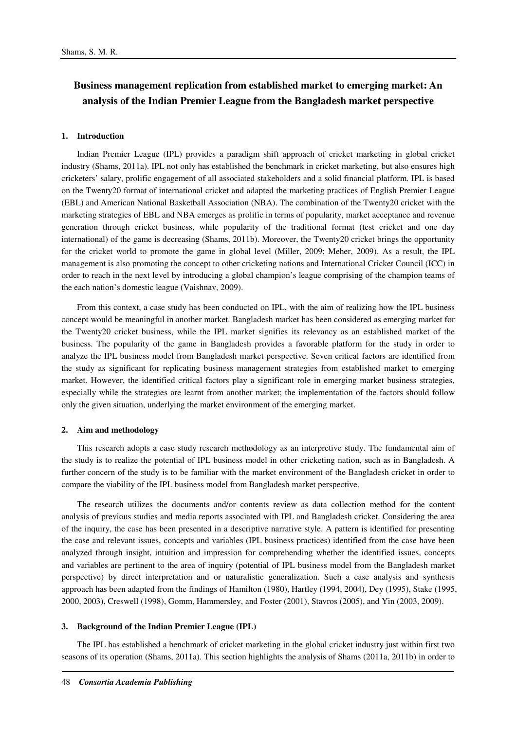# Business management replication from established market to emerging market: An analysis of the Indian Premier League from the Bangladesh market perspective

## 1. Introduction

Indian Premier League (IPL) provides a paradigm shift approach of cricket marketing in global cricket industry (Shams, 2011a). IPL not only has established the benchmark in cricket marketing, but also ensures high cricketers' salary, prolific engagement of all associated stakeholders and a solid financial platform. IPL is based on the Twenty20 format of international cricket and adapted the marketing practices of English Premier League (EBL) and American National Basketball Association (NBA). The combination of the Twenty20 cricket with the marketing strategies of EBL and NBA emerges as prolific in terms of popularity, market acceptance and revenue generation through cricket business, while popularity of the traditional format (test cricket and one day international) of the game is decreasing (Shams, 2011b). Moreover, the Twenty20 cricket brings the opportunity for the cricket world to promote the game in global level (Miller, 2009; Meher, 2009). As a result, the IPL management is also promoting the concept to other cricketing nations and International Cricket Council (ICC) in order to reach in the next level by introducing a global champion's league comprising of the champion teams of the each nation's domestic league (Vaishnav, 2009).

From this context, a case study has been conducted on IPL, with the aim of realizing how the IPL business concept would be meaningful in another market. Bangladesh market has been considered as emerging market for the Twenty20 cricket business, while the IPL market signifies its relevancy as an established market of the business. The popularity of the game in Bangladesh provides a favorable platform for the study in order to analyze the IPL business model from Bangladesh market perspective. Seven critical factors are identified from the study as significant for replicating business management strategies from established market to emerging market. However, the identified critical factors play a significant role in emerging market business strategies, especially while the strategies are learnt from another market; the implementation of the factors should follow only the given situation, underlying the market environment of the emerging market.

## 2. Aim and methodology

This research adopts a case study research methodology as an interpretive study. The fundamental aim of the study is to realize the potential of IPL business model in other cricketing nation, such as in Bangladesh. A further concern of the study is to be familiar with the market environment of the Bangladesh cricket in order to compare the viability of the IPL business model from Bangladesh market perspective.

The research utilizes the documents and/or contents review as data collection method for the content analysis of previous studies and media reports associated with IPL and Bangladesh cricket. Considering the area of the inquiry, the case has been presented in a descriptive narrative style. A pattern is identified for presenting the case and relevant issues, concepts and variables (IPL business practices) identified from the case have been analyzed through insight, intuition and impression for comprehending whether the identified issues, concepts and variables are pertinent to the area of inquiry (potential of IPL business model from the Bangladesh market perspective) by direct interpretation and or naturalistic generalization. Such a case analysis and synthesis approach has been adapted from the findings of Hamilton (1980), Hartley (1994, 2004), Dey (1995), Stake (1995, 2000, 2003), Creswell (1998), Gomm, Hammersley, and Foster (2001), Stavros (2005), and Yin (2003, 2009).

## 3. Background of the Indian Premier League (IPL)

The IPL has established a benchmark of cricket marketing in the global cricket industry just within first two seasons of its operation (Shams, 2011a). This section highlights the analysis of Shams (2011a, 2011b) in order to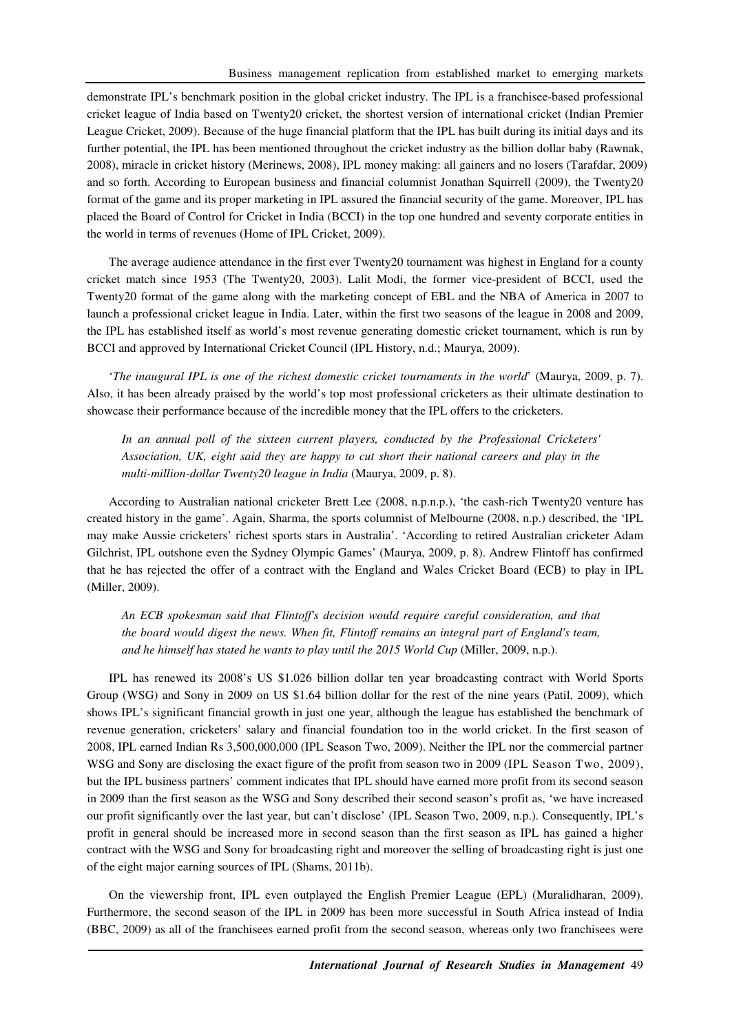demonstrate IPL's benchmark position in the global cricket industry. The IPL is a franchisee-based professional cricket league of India based on Twenty20 cricket, the shortest version of international cricket (Indian Premier League Cricket, 2009). Because of the huge financial platform that the IPL has built during its initial days and its further potential, the IPL has been mentioned throughout the cricket industry as the billion dollar baby (Rawnak, 2008), miracle in cricket history (Merinews, 2008), IPL money making: all gainers and no losers (Tarafdar, 2009) and so forth. According to European business and financial columnist Jonathan Squirrell (2009), the Twenty20 format of the game and its proper marketing in IPL assured the financial security of the game. Moreover, IPL has placed the Board of Control for Cricket in India (BCCI) in the top one hundred and seventy corporate entities in the world in terms of revenues (Home of IPL Cricket, 2009).

The average audience attendance in the first ever Twenty20 tournament was highest in England for a county cricket match since 1953 (The Twenty20, 2003). Lalit Modi, the former vice-president of BCCI, used the Twenty20 format of the game along with the marketing concept of EBL and the NBA of America in 2007 to launch a professional cricket league in India. Later, within the first two seasons of the league in 2008 and 2009, the IPL has established itself as world's most revenue generating domestic cricket tournament, which is run by BCCI and approved by International Cricket Council (IPL History, n.d.; Maurya, 2009).

'*The inaugural IPL is one of the richest domestic cricket tournaments in the world*' (Maurya, 2009, p. 7). Also, it has been already praised by the world's top most professional cricketers as their ultimate destination to showcase their performance because of the incredible money that the IPL offers to the cricketers.

> *In an annual poll of the sixteen current players, conducted by the Professional Cricketers' Association, UK, eight said they are happy to cut short their national careers and play in the multi-million-dollar Twenty20 league in India* (Maurya, 2009, p. 8).

According to Australian national cricketer Brett Lee (2008, n.p.n.p.), 'the cash-rich Twenty20 venture has created history in the game'. Again, Sharma, the sports columnist of Melbourne (2008, n.p.) described, the 'IPL may make Aussie cricketers' richest sports stars in Australia'. 'According to retired Australian cricketer Adam Gilchrist, IPL outshone even the Sydney Olympic Games' (Maurya, 2009, p. 8). Andrew Flintoff has confirmed that he has rejected the offer of a contract with the England and Wales Cricket Board (ECB) to play in IPL (Miller, 2009).

> *An ECB spokesman said that Flintoff's decision would require careful consideration, and that the board would digest the news. When fit, Flintoff remains an integral part of England's team, and he himself has stated he wants to play until the 2015 World Cup* (Miller, 2009, n.p.).

IPL has renewed its 2008's US $1.026 billion dollar ten year broadcasting contract with World Sports Group (WSG) and Sony in 2009 on US $1.64 billion dollar for the rest of the nine years (Patil, 2009), which shows IPL's significant financial growth in just one year, although the league has established the benchmark of revenue generation, cricketers' salary and financial foundation too in the world cricket. In the first season of 2008, IPL earned Indian Rs 3,500,000,000 (IPL Season Two, 2009). Neither the IPL nor the commercial partner WSG and Sony are disclosing the exact figure of the profit from season two in 2009 (IPL Season Two, 2009), but the IPL business partners' comment indicates that IPL should have earned more profit from its second season in 2009 than the first season as the WSG and Sony described their second season's profit as, 'we have increased our profit significantly over the last year, but can't disclose' (IPL Season Two, 2009, n.p.). Consequently, IPL's profit in general should be increased more in second season than the first season as IPL has gained a higher contract with the WSG and Sony for broadcasting right and moreover the selling of broadcasting right is just one of the eight major earning sources of IPL (Shams, 2011b).

On the viewership front, IPL even outplayed the English Premier League (EPL) (Muralidharan, 2009). Furthermore, the second season of the IPL in 2009 has been more successful in South Africa instead of India (BBC, 2009) as all of the franchisees earned profit from the second season, whereas only two franchisees were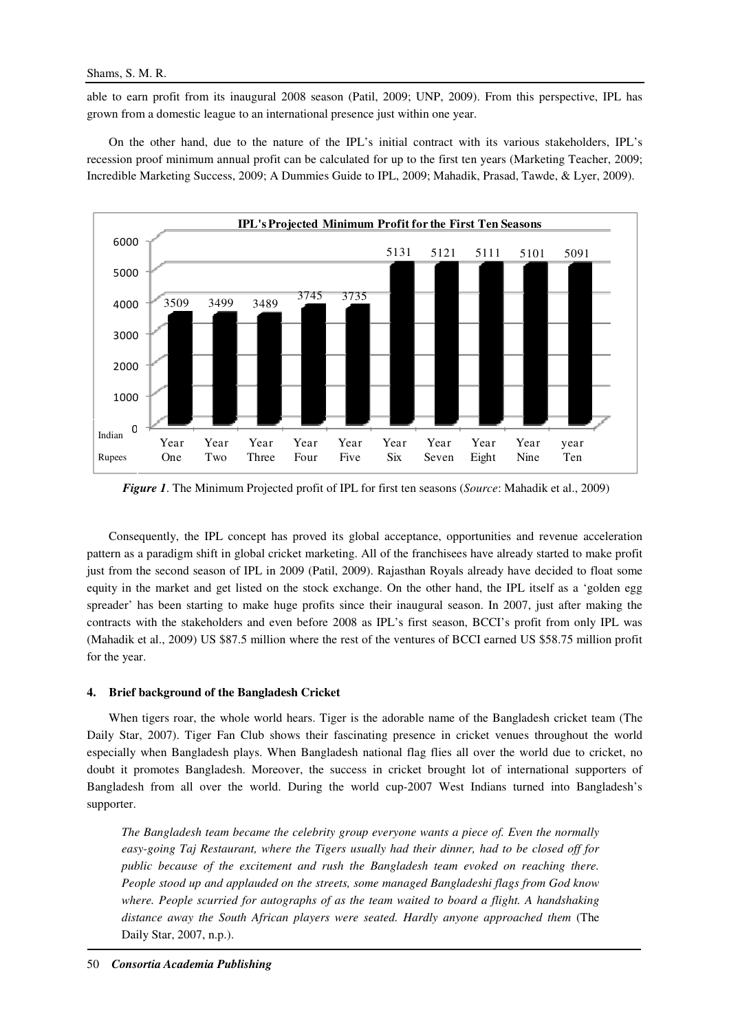able to earn profit from its inaugural 2008 season (Patil, 2009; UNP, 2009). From this perspective, IPL has grown from a domestic league to an international presence just within one year.

On the other hand, due to the nature of the IPL's initial contract with its various stakeholders, IPL's recession proof minimum annual profit can be calculated for up to the first ten years (Marketing Teacher, 2009; Incredible Marketing Success, 2009; A Dummies Guide to IPL, 2009; Mahadik, Prasad, Tawde, & Lyer, 2009).

**IPL's Projected Minimum Profit for the First Ten Seasons**

| Indian Rupees | Year One | Year Two | Year Three | Year Four | Year Five | Year Six | Year Seven | Year Eight | Year Nine | year Ten |
|---|---|---|---|---|---|---|---|---|---|---|
| | 3509 | 3499 | 3489 | 3745 | 3735 | 5131 | 5121 | 5111 | 5101 | 5091 |

***Figure 1***. The Minimum Projected profit of IPL for first ten seasons (*Source*: Mahadik et al., 2009)

Consequently, the IPL concept has proved its global acceptance, opportunities and revenue acceleration pattern as a paradigm shift in global cricket marketing. All of the franchisees have already started to make profit just from the second season of IPL in 2009 (Patil, 2009). Rajasthan Royals already have decided to float some equity in the market and get listed on the stock exchange. On the other hand, the IPL itself as a 'golden egg spreader' has been starting to make huge profits since their inaugural season. In 2007, just after making the contracts with the stakeholders and even before 2008 as IPL's first season, BCCI's profit from only IPL was (Mahadik et al., 2009) US $87.5 million where the rest of the ventures of BCCI earned US $58.75 million profit for the year.

## 4. Brief background of the Bangladesh Cricket

When tigers roar, the whole world hears. Tiger is the adorable name of the Bangladesh cricket team (The Daily Star, 2007). Tiger Fan Club shows their fascinating presence in cricket venues throughout the world especially when Bangladesh plays. When Bangladesh national flag flies all over the world due to cricket, no doubt it promotes Bangladesh. Moreover, the success in cricket brought lot of international supporters of Bangladesh from all over the world. During the world cup-2007 West Indians turned into Bangladesh's supporter.

> *The Bangladesh team became the celebrity group everyone wants a piece of. Even the normally easy-going Taj Restaurant, where the Tigers usually had their dinner, had to be closed off for public because of the excitement and rush the Bangladesh team evoked on reaching there. People stood up and applauded on the streets, some managed Bangladeshi flags from God know where. People scurried for autographs of as the team waited to board a flight. A handshaking distance away the South African players were seated. Hardly anyone approached them* (The Daily Star, 2007, n.p.).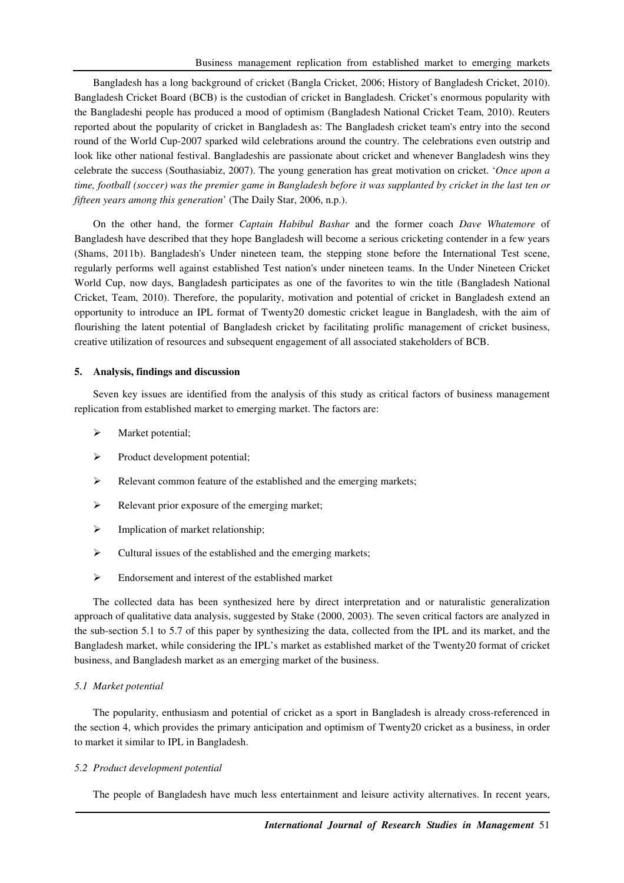Bangladesh has a long background of cricket (Bangla Cricket, 2006; History of Bangladesh Cricket, 2010). Bangladesh Cricket Board (BCB) is the custodian of cricket in Bangladesh. Cricket's enormous popularity with the Bangladeshi people has produced a mood of optimism (Bangladesh National Cricket Team, 2010). Reuters reported about the popularity of cricket in Bangladesh as: The Bangladesh cricket team's entry into the second round of the World Cup-2007 sparked wild celebrations around the country. The celebrations even outstrip and look like other national festival. Bangladeshis are passionate about cricket and whenever Bangladesh wins they celebrate the success (Southasiabiz, 2007). The young generation has great motivation on cricket. '*Once upon a time, football (soccer) was the premier game in Bangladesh before it was supplanted by cricket in the last ten or fifteen years among this generation*' (The Daily Star, 2006, n.p.).

On the other hand, the former *Captain Habibul Bashar* and the former coach *Dave Whatemore* of Bangladesh have described that they hope Bangladesh will become a serious cricketing contender in a few years (Shams, 2011b). Bangladesh's Under nineteen team, the stepping stone before the International Test scene, regularly performs well against established Test nation's under nineteen teams. In the Under Nineteen Cricket World Cup, now days, Bangladesh participates as one of the favorites to win the title (Bangladesh National Cricket, Team, 2010). Therefore, the popularity, motivation and potential of cricket in Bangladesh extend an opportunity to introduce an IPL format of Twenty20 domestic cricket league in Bangladesh, with the aim of flourishing the latent potential of Bangladesh cricket by facilitating prolific management of cricket business, creative utilization of resources and subsequent engagement of all associated stakeholders of BCB.

## 5. Analysis, findings and discussion

Seven key issues are identified from the analysis of this study as critical factors of business management replication from established market to emerging market. The factors are:

- Market potential;
- Product development potential;
- Relevant common feature of the established and the emerging markets;
- Relevant prior exposure of the emerging market;
- Implication of market relationship;
- Cultural issues of the established and the emerging markets;
- Endorsement and interest of the established market

The collected data has been synthesized here by direct interpretation and or naturalistic generalization approach of qualitative data analysis, suggested by Stake (2000, 2003). The seven critical factors are analyzed in the sub-section 5.1 to 5.7 of this paper by synthesizing the data, collected from the IPL and its market, and the Bangladesh market, while considering the IPL's market as established market of the Twenty20 format of cricket business, and Bangladesh market as an emerging market of the business.

### *5.1 Market potential*

The popularity, enthusiasm and potential of cricket as a sport in Bangladesh is already cross-referenced in the section 4, which provides the primary anticipation and optimism of Twenty20 cricket as a business, in order to market it similar to IPL in Bangladesh.

### *5.2 Product development potential*

The people of Bangladesh have much less entertainment and leisure activity alternatives. In recent years,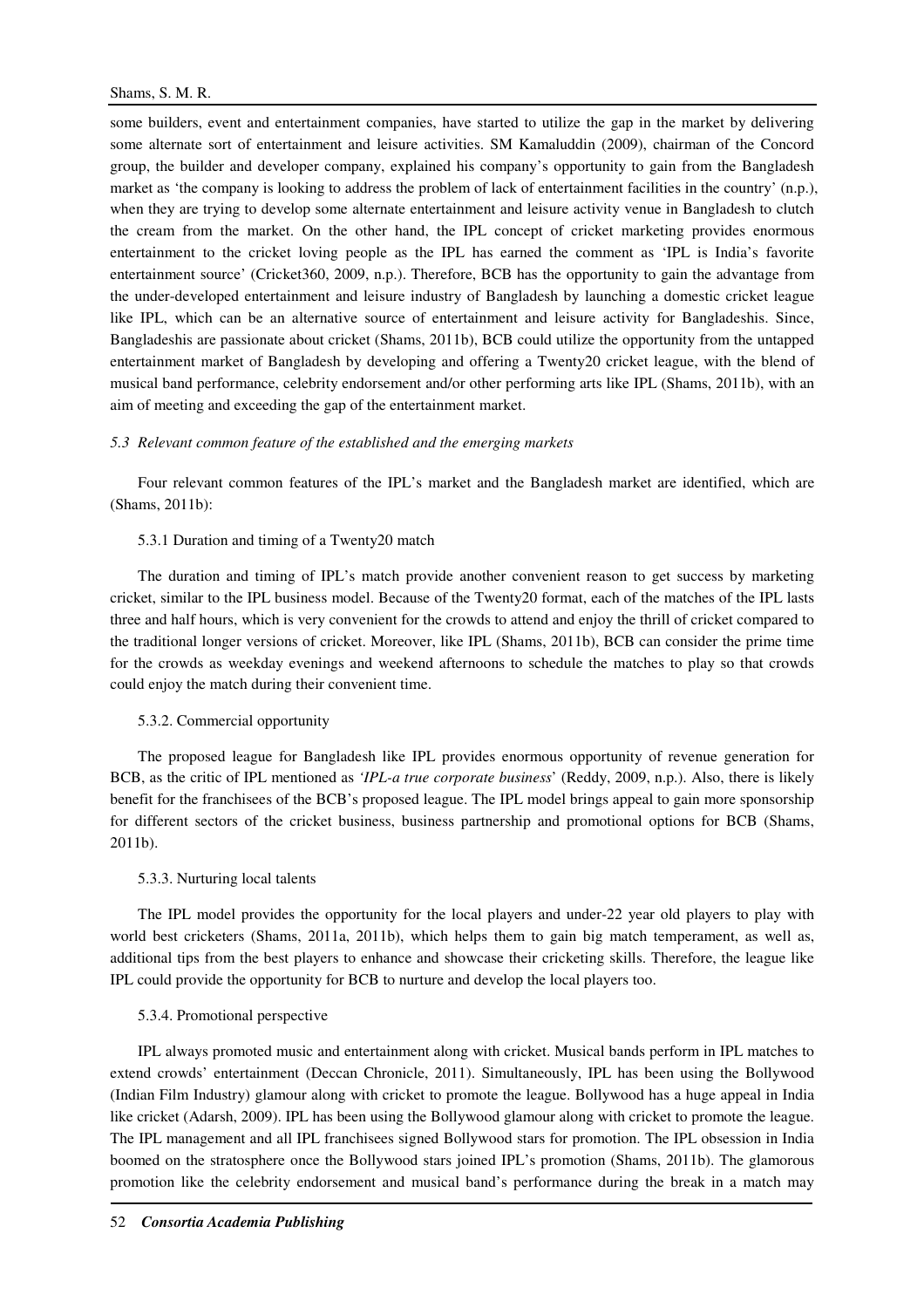some builders, event and entertainment companies, have started to utilize the gap in the market by delivering some alternate sort of entertainment and leisure activities. SM Kamaluddin (2009), chairman of the Concord group, the builder and developer company, explained his company's opportunity to gain from the Bangladesh market as 'the company is looking to address the problem of lack of entertainment facilities in the country' (n.p.), when they are trying to develop some alternate entertainment and leisure activity venue in Bangladesh to clutch the cream from the market. On the other hand, the IPL concept of cricket marketing provides enormous entertainment to the cricket loving people as the IPL has earned the comment as 'IPL is India's favorite entertainment source' (Cricket360, 2009, n.p.). Therefore, BCB has the opportunity to gain the advantage from the under-developed entertainment and leisure industry of Bangladesh by launching a domestic cricket league like IPL, which can be an alternative source of entertainment and leisure activity for Bangladeshis. Since, Bangladeshis are passionate about cricket (Shams, 2011b), BCB could utilize the opportunity from the untapped entertainment market of Bangladesh by developing and offering a Twenty20 cricket league, with the blend of musical band performance, celebrity endorsement and/or other performing arts like IPL (Shams, 2011b), with an aim of meeting and exceeding the gap of the entertainment market.

### *5.3 Relevant common feature of the established and the emerging markets*

Four relevant common features of the IPL's market and the Bangladesh market are identified, which are (Shams, 2011b):

#### 5.3.1 Duration and timing of a Twenty20 match

The duration and timing of IPL's match provide another convenient reason to get success by marketing cricket, similar to the IPL business model. Because of the Twenty20 format, each of the matches of the IPL lasts three and half hours, which is very convenient for the crowds to attend and enjoy the thrill of cricket compared to the traditional longer versions of cricket. Moreover, like IPL (Shams, 2011b), BCB can consider the prime time for the crowds as weekday evenings and weekend afternoons to schedule the matches to play so that crowds could enjoy the match during their convenient time.

#### 5.3.2. Commercial opportunity

The proposed league for Bangladesh like IPL provides enormous opportunity of revenue generation for BCB, as the critic of IPL mentioned as *'IPL-a true corporate business*' (Reddy, 2009, n.p.). Also, there is likely benefit for the franchisees of the BCB's proposed league. The IPL model brings appeal to gain more sponsorship for different sectors of the cricket business, business partnership and promotional options for BCB (Shams, 2011b).

#### 5.3.3. Nurturing local talents

The IPL model provides the opportunity for the local players and under-22 year old players to play with world best cricketers (Shams, 2011a, 2011b), which helps them to gain big match temperament, as well as, additional tips from the best players to enhance and showcase their cricketing skills. Therefore, the league like IPL could provide the opportunity for BCB to nurture and develop the local players too.

#### 5.3.4. Promotional perspective

IPL always promoted music and entertainment along with cricket. Musical bands perform in IPL matches to extend crowds' entertainment (Deccan Chronicle, 2011). Simultaneously, IPL has been using the Bollywood (Indian Film Industry) glamour along with cricket to promote the league. Bollywood has a huge appeal in India like cricket (Adarsh, 2009). IPL has been using the Bollywood glamour along with cricket to promote the league. The IPL management and all IPL franchisees signed Bollywood stars for promotion. The IPL obsession in India boomed on the stratosphere once the Bollywood stars joined IPL's promotion (Shams, 2011b). The glamorous promotion like the celebrity endorsement and musical band's performance during the break in a match may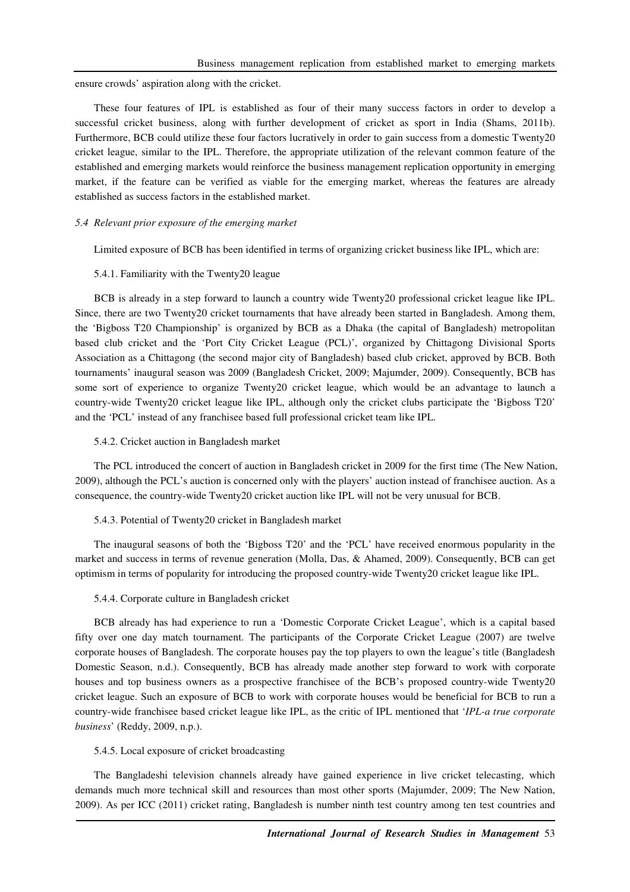ensure crowds' aspiration along with the cricket.

These four features of IPL is established as four of their many success factors in order to develop a successful cricket business, along with further development of cricket as sport in India (Shams, 2011b). Furthermore, BCB could utilize these four factors lucratively in order to gain success from a domestic Twenty20 cricket league, similar to the IPL. Therefore, the appropriate utilization of the relevant common feature of the established and emerging markets would reinforce the business management replication opportunity in emerging market, if the feature can be verified as viable for the emerging market, whereas the features are already established as success factors in the established market.

### *5.4 Relevant prior exposure of the emerging market*

Limited exposure of BCB has been identified in terms of organizing cricket business like IPL, which are:

#### 5.4.1. Familiarity with the Twenty20 league

BCB is already in a step forward to launch a country wide Twenty20 professional cricket league like IPL. Since, there are two Twenty20 cricket tournaments that have already been started in Bangladesh. Among them, the 'Bigboss T20 Championship' is organized by BCB as a Dhaka (the capital of Bangladesh) metropolitan based club cricket and the 'Port City Cricket League (PCL)', organized by Chittagong Divisional Sports Association as a Chittagong (the second major city of Bangladesh) based club cricket, approved by BCB. Both tournaments' inaugural season was 2009 (Bangladesh Cricket, 2009; Majumder, 2009). Consequently, BCB has some sort of experience to organize Twenty20 cricket league, which would be an advantage to launch a country-wide Twenty20 cricket league like IPL, although only the cricket clubs participate the 'Bigboss T20' and the 'PCL' instead of any franchisee based full professional cricket team like IPL.

#### 5.4.2. Cricket auction in Bangladesh market

The PCL introduced the concert of auction in Bangladesh cricket in 2009 for the first time (The New Nation, 2009), although the PCL's auction is concerned only with the players' auction instead of franchisee auction. As a consequence, the country-wide Twenty20 cricket auction like IPL will not be very unusual for BCB.

#### 5.4.3. Potential of Twenty20 cricket in Bangladesh market

The inaugural seasons of both the 'Bigboss T20' and the 'PCL' have received enormous popularity in the market and success in terms of revenue generation (Molla, Das, & Ahamed, 2009). Consequently, BCB can get optimism in terms of popularity for introducing the proposed country-wide Twenty20 cricket league like IPL.

#### 5.4.4. Corporate culture in Bangladesh cricket

BCB already has had experience to run a 'Domestic Corporate Cricket League', which is a capital based fifty over one day match tournament. The participants of the Corporate Cricket League (2007) are twelve corporate houses of Bangladesh. The corporate houses pay the top players to own the league's title (Bangladesh Domestic Season, n.d.). Consequently, BCB has already made another step forward to work with corporate houses and top business owners as a prospective franchisee of the BCB's proposed country-wide Twenty20 cricket league. Such an exposure of BCB to work with corporate houses would be beneficial for BCB to run a country-wide franchisee based cricket league like IPL, as the critic of IPL mentioned that '*IPL-a true corporate business*' (Reddy, 2009, n.p.).

#### 5.4.5. Local exposure of cricket broadcasting

The Bangladeshi television channels already have gained experience in live cricket telecasting, which demands much more technical skill and resources than most other sports (Majumder, 2009; The New Nation, 2009). As per ICC (2011) cricket rating, Bangladesh is number ninth test country among ten test countries and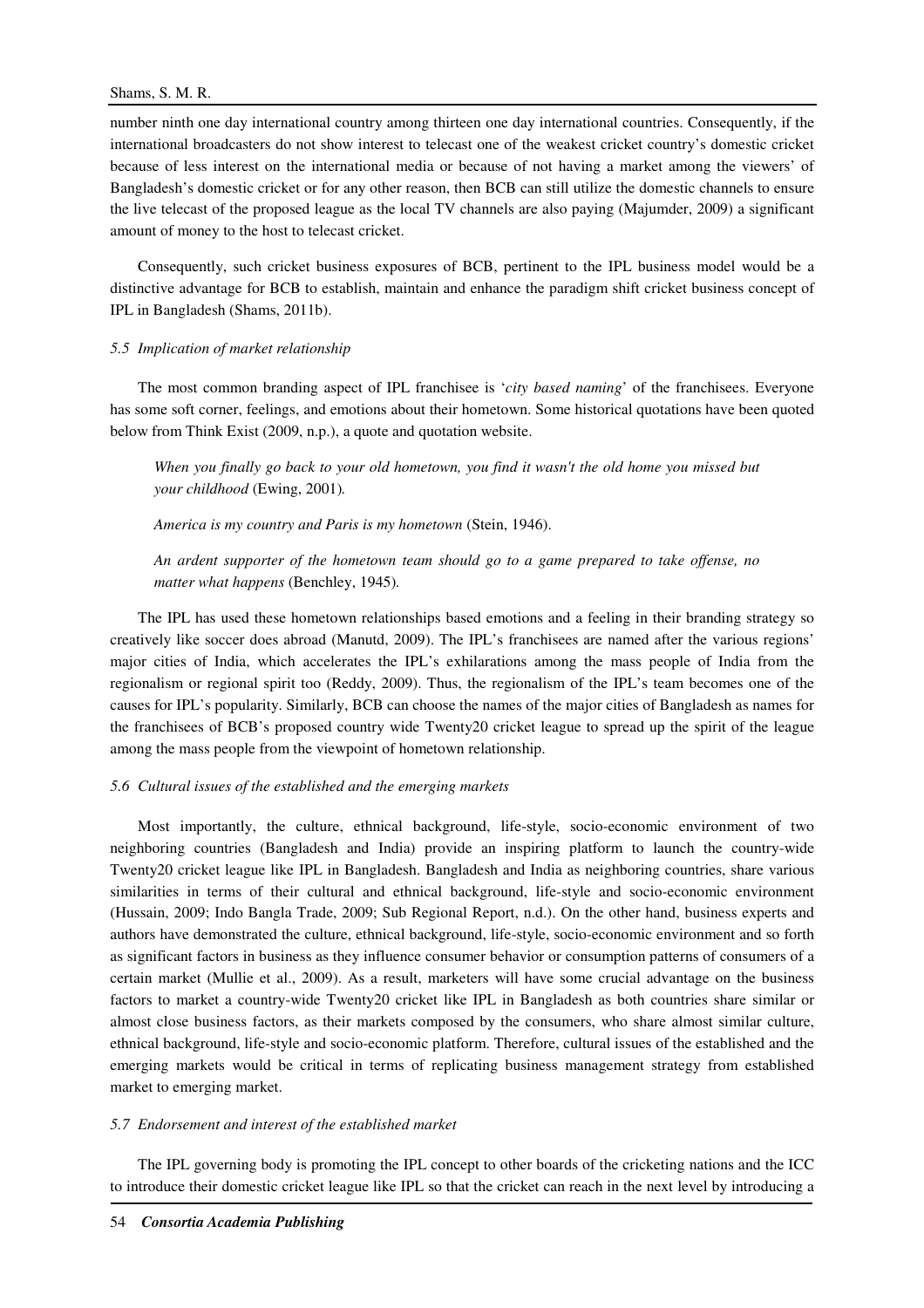number ninth one day international country among thirteen one day international countries. Consequently, if the international broadcasters do not show interest to telecast one of the weakest cricket country's domestic cricket because of less interest on the international media or because of not having a market among the viewers' of Bangladesh's domestic cricket or for any other reason, then BCB can still utilize the domestic channels to ensure the live telecast of the proposed league as the local TV channels are also paying (Majumder, 2009) a significant amount of money to the host to telecast cricket.

Consequently, such cricket business exposures of BCB, pertinent to the IPL business model would be a distinctive advantage for BCB to establish, maintain and enhance the paradigm shift cricket business concept of IPL in Bangladesh (Shams, 2011b).

### *5.5 Implication of market relationship*

The most common branding aspect of IPL franchisee is '*city based naming*' of the franchisees. Everyone has some soft corner, feelings, and emotions about their hometown. Some historical quotations have been quoted below from Think Exist (2009, n.p.), a quote and quotation website.

> *When you finally go back to your old hometown, you find it wasn't the old home you missed but your childhood* (Ewing, 2001).
>
> *America is my country and Paris is my hometown* (Stein, 1946).
>
> *An ardent supporter of the hometown team should go to a game prepared to take offense, no matter what happens* (Benchley, 1945).

The IPL has used these hometown relationships based emotions and a feeling in their branding strategy so creatively like soccer does abroad (Manutd, 2009). The IPL's franchisees are named after the various regions' major cities of India, which accelerates the IPL's exhilarations among the mass people of India from the regionalism or regional spirit too (Reddy, 2009). Thus, the regionalism of the IPL's team becomes one of the causes for IPL's popularity. Similarly, BCB can choose the names of the major cities of Bangladesh as names for the franchisees of BCB's proposed country wide Twenty20 cricket league to spread up the spirit of the league among the mass people from the viewpoint of hometown relationship.

### *5.6 Cultural issues of the established and the emerging markets*

Most importantly, the culture, ethnical background, life-style, socio-economic environment of two neighboring countries (Bangladesh and India) provide an inspiring platform to launch the country-wide Twenty20 cricket league like IPL in Bangladesh. Bangladesh and India as neighboring countries, share various similarities in terms of their cultural and ethnical background, life-style and socio-economic environment (Hussain, 2009; Indo Bangla Trade, 2009; Sub Regional Report, n.d.). On the other hand, business experts and authors have demonstrated the culture, ethnical background, life-style, socio-economic environment and so forth as significant factors in business as they influence consumer behavior or consumption patterns of consumers of a certain market (Mullie et al., 2009). As a result, marketers will have some crucial advantage on the business factors to market a country-wide Twenty20 cricket like IPL in Bangladesh as both countries share similar or almost close business factors, as their markets composed by the consumers, who share almost similar culture, ethnical background, life-style and socio-economic platform. Therefore, cultural issues of the established and the emerging markets would be critical in terms of replicating business management strategy from established market to emerging market.

### *5.7 Endorsement and interest of the established market*

The IPL governing body is promoting the IPL concept to other boards of the cricketing nations and the ICC to introduce their domestic cricket league like IPL so that the cricket can reach in the next level by introducing a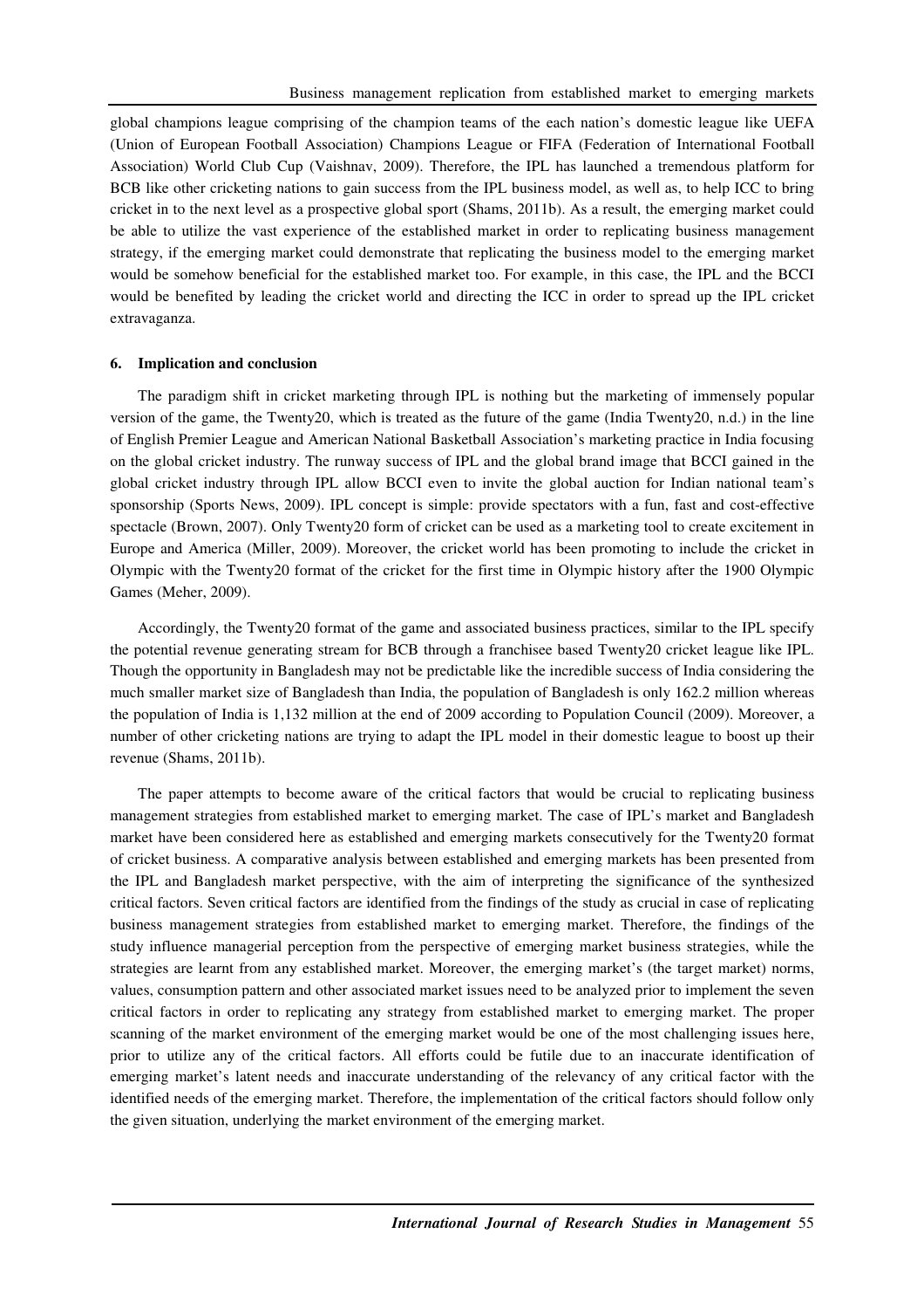global champions league comprising of the champion teams of the each nation's domestic league like UEFA (Union of European Football Association) Champions League or FIFA (Federation of International Football Association) World Club Cup (Vaishnav, 2009). Therefore, the IPL has launched a tremendous platform for BCB like other cricketing nations to gain success from the IPL business model, as well as, to help ICC to bring cricket in to the next level as a prospective global sport (Shams, 2011b). As a result, the emerging market could be able to utilize the vast experience of the established market in order to replicating business management strategy, if the emerging market could demonstrate that replicating the business model to the emerging market would be somehow beneficial for the established market too. For example, in this case, the IPL and the BCCI would be benefited by leading the cricket world and directing the ICC in order to spread up the IPL cricket extravaganza.

## 6. Implication and conclusion

The paradigm shift in cricket marketing through IPL is nothing but the marketing of immensely popular version of the game, the Twenty20, which is treated as the future of the game (India Twenty20, n.d.) in the line of English Premier League and American National Basketball Association's marketing practice in India focusing on the global cricket industry. The runway success of IPL and the global brand image that BCCI gained in the global cricket industry through IPL allow BCCI even to invite the global auction for Indian national team's sponsorship (Sports News, 2009). IPL concept is simple: provide spectators with a fun, fast and cost-effective spectacle (Brown, 2007). Only Twenty20 form of cricket can be used as a marketing tool to create excitement in Europe and America (Miller, 2009). Moreover, the cricket world has been promoting to include the cricket in Olympic with the Twenty20 format of the cricket for the first time in Olympic history after the 1900 Olympic Games (Meher, 2009).

Accordingly, the Twenty20 format of the game and associated business practices, similar to the IPL specify the potential revenue generating stream for BCB through a franchisee based Twenty20 cricket league like IPL. Though the opportunity in Bangladesh may not be predictable like the incredible success of India considering the much smaller market size of Bangladesh than India, the population of Bangladesh is only 162.2 million whereas the population of India is 1,132 million at the end of 2009 according to Population Council (2009). Moreover, a number of other cricketing nations are trying to adapt the IPL model in their domestic league to boost up their revenue (Shams, 2011b).

The paper attempts to become aware of the critical factors that would be crucial to replicating business management strategies from established market to emerging market. The case of IPL's market and Bangladesh market have been considered here as established and emerging markets consecutively for the Twenty20 format of cricket business. A comparative analysis between established and emerging markets has been presented from the IPL and Bangladesh market perspective, with the aim of interpreting the significance of the synthesized critical factors. Seven critical factors are identified from the findings of the study as crucial in case of replicating business management strategies from established market to emerging market. Therefore, the findings of the study influence managerial perception from the perspective of emerging market business strategies, while the strategies are learnt from any established market. Moreover, the emerging market's (the target market) norms, values, consumption pattern and other associated market issues need to be analyzed prior to implement the seven critical factors in order to replicating any strategy from established market to emerging market. The proper scanning of the market environment of the emerging market would be one of the most challenging issues here, prior to utilize any of the critical factors. All efforts could be futile due to an inaccurate identification of emerging market's latent needs and inaccurate understanding of the relevancy of any critical factor with the identified needs of the emerging market. Therefore, the implementation of the critical factors should follow only the given situation, underlying the market environment of the emerging market.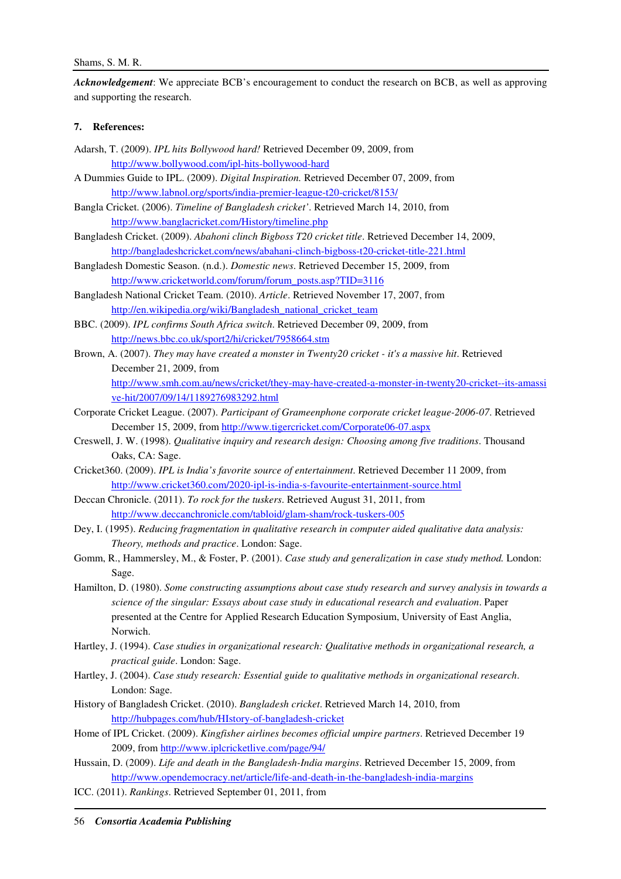***Acknowledgement***: We appreciate BCB's encouragement to conduct the research on BCB, as well as approving and supporting the research.

## 7. References:

Adarsh, T. (2009). *IPL hits Bollywood hard!* Retrieved December 09, 2009, from http://www.bollywood.com/ipl-hits-bollywood-hard

A Dummies Guide to IPL. (2009). *Digital Inspiration.* Retrieved December 07, 2009, from http://www.labnol.org/sports/india-premier-league-t20-cricket/8153/

Bangla Cricket. (2006). *Timeline of Bangladesh cricket'*. Retrieved March 14, 2010, from http://www.banglacricket.com/History/timeline.php

Bangladesh Cricket. (2009). *Abahoni clinch Bigboss T20 cricket title*. Retrieved December 14, 2009, http://bangladeshcricket.com/news/abahani-clinch-bigboss-t20-cricket-title-221.html

Bangladesh Domestic Season. (n.d.). *Domestic news*. Retrieved December 15, 2009, from http://www.cricketworld.com/forum/forum_posts.asp?TID=3116

Bangladesh National Cricket Team. (2010). *Article*. Retrieved November 17, 2007, from http://en.wikipedia.org/wiki/Bangladesh_national_cricket_team

BBC. (2009). *IPL confirms South Africa switch*. Retrieved December 09, 2009, from http://news.bbc.co.uk/sport2/hi/cricket/7958664.stm

Brown, A. (2007). *They may have created a monster in Twenty20 cricket - it's a massive hit*. Retrieved December 21, 2009, from http://www.smh.com.au/news/cricket/they-may-have-created-a-monster-in-twenty20-cricket--its-amassive-hit/2007/09/14/1189276983292.html

Corporate Cricket League. (2007). *Participant of Grameenphone corporate cricket league-2006-07*. Retrieved December 15, 2009, from http://www.tigercricket.com/Corporate06-07.aspx

Creswell, J. W. (1998). *Qualitative inquiry and research design: Choosing among five traditions*. Thousand Oaks, CA: Sage.

Cricket360. (2009). *IPL is India's favorite source of entertainment*. Retrieved December 11 2009, from http://www.cricket360.com/2020-ipl-is-india-s-favourite-entertainment-source.html

Deccan Chronicle. (2011). *To rock for the tuskers*. Retrieved August 31, 2011, from http://www.deccanchronicle.com/tabloid/glam-sham/rock-tuskers-005

Dey, I. (1995). *Reducing fragmentation in qualitative research in computer aided qualitative data analysis: Theory, methods and practice*. London: Sage.

Gomm, R., Hammersley, M., & Foster, P. (2001). *Case study and generalization in case study method.* London: Sage.

Hamilton, D. (1980). *Some constructing assumptions about case study research and survey analysis in towards a science of the singular: Essays about case study in educational research and evaluation*. Paper presented at the Centre for Applied Research Education Symposium, University of East Anglia, Norwich.

Hartley, J. (1994). *Case studies in organizational research: Qualitative methods in organizational research, a practical guide*. London: Sage.

Hartley, J. (2004). *Case study research: Essential guide to qualitative methods in organizational research*. London: Sage.

History of Bangladesh Cricket. (2010). *Bangladesh cricket*. Retrieved March 14, 2010, from http://hubpages.com/hub/HIstory-of-bangladesh-cricket

Home of IPL Cricket. (2009). *Kingfisher airlines becomes official umpire partners*. Retrieved December 19 2009, from http://www.iplcricketlive.com/page/94/

Hussain, D. (2009). *Life and death in the Bangladesh-India margins*. Retrieved December 15, 2009, from http://www.opendemocracy.net/article/life-and-death-in-the-bangladesh-india-margins

ICC. (2011). *Rankings*. Retrieved September 01, 2011, from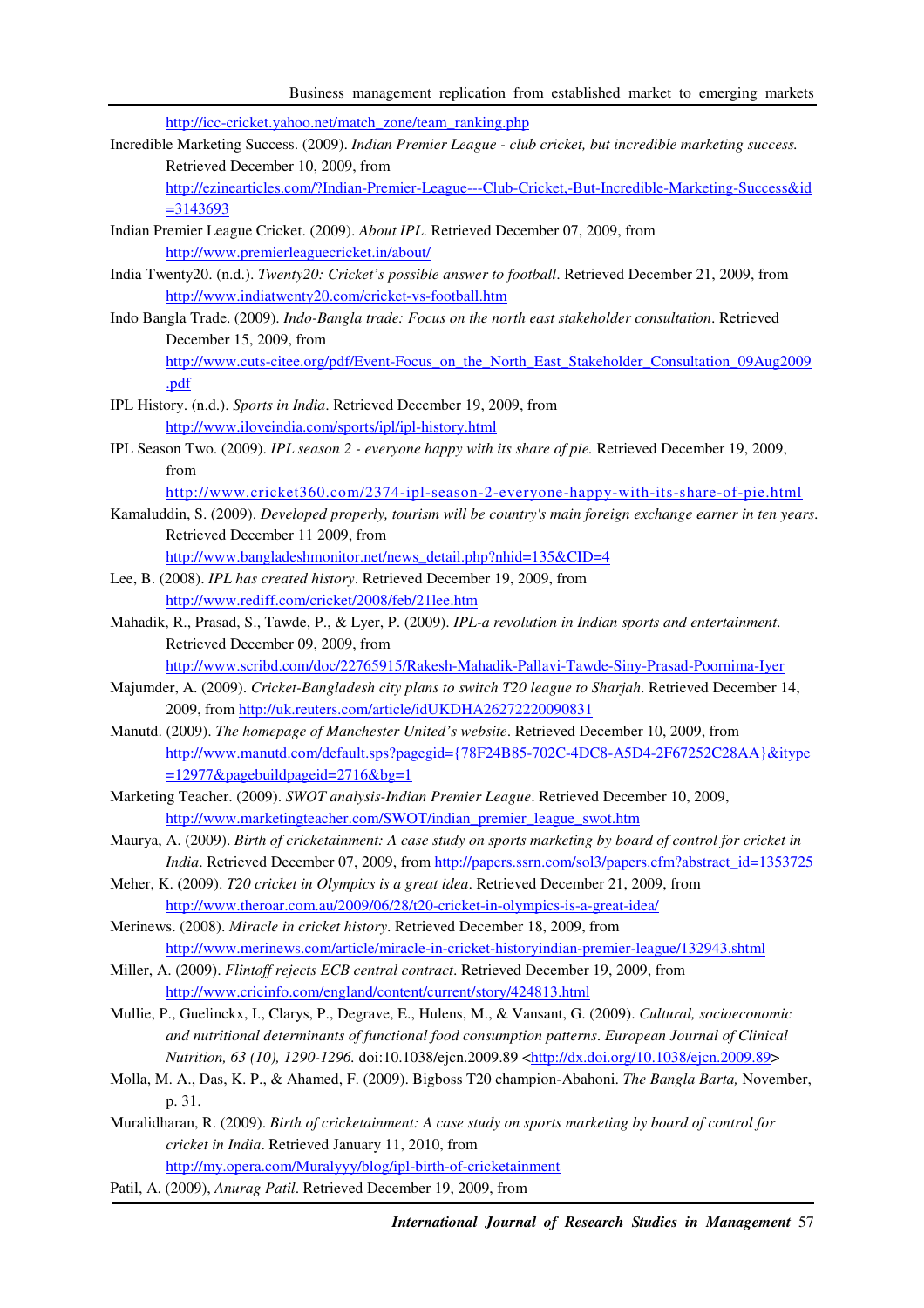http://icc-cricket.yahoo.net/match_zone/team_ranking.php

Incredible Marketing Success. (2009). *Indian Premier League - club cricket, but incredible marketing success.* Retrieved December 10, 2009, from http://ezinearticles.com/?Indian-Premier-League---Club-Cricket,-But-Incredible-Marketing-Success&id=3143693

Indian Premier League Cricket. (2009). *About IPL.* Retrieved December 07, 2009, from http://www.premierleaguecricket.in/about/

India Twenty20. (n.d.). *Twenty20: Cricket's possible answer to football*. Retrieved December 21, 2009, from http://www.indiatwenty20.com/cricket-vs-football.htm

Indo Bangla Trade. (2009). *Indo-Bangla trade: Focus on the north east stakeholder consultation*. Retrieved December 15, 2009, from http://www.cuts-citee.org/pdf/Event-Focus_on_the_North_East_Stakeholder_Consultation_09Aug2009.pdf

IPL History. (n.d.). *Sports in India*. Retrieved December 19, 2009, from http://www.iloveindia.com/sports/ipl/ipl-history.html

IPL Season Two. (2009). *IPL season 2 - everyone happy with its share of pie.* Retrieved December 19, 2009, from http://www.cricket360.com/2374-ipl-season-2-everyone-happy-with-its-share-of-pie.html

Kamaluddin, S. (2009). *Developed properly, tourism will be country's main foreign exchange earner in ten years*. Retrieved December 11 2009, from http://www.bangladeshmonitor.net/news_detail.php?nhid=135&CID=4

Lee, B. (2008). *IPL has created history*. Retrieved December 19, 2009, from http://www.rediff.com/cricket/2008/feb/21lee.htm

Mahadik, R., Prasad, S., Tawde, P., & Lyer, P. (2009). *IPL-a revolution in Indian sports and entertainment*. Retrieved December 09, 2009, from http://www.scribd.com/doc/22765915/Rakesh-Mahadik-Pallavi-Tawde-Siny-Prasad-Poornima-Iyer

Majumder, A. (2009). *Cricket-Bangladesh city plans to switch T20 league to Sharjah*. Retrieved December 14, 2009, from http://uk.reuters.com/article/idUKDHA26272220090831

Manutd. (2009). *The homepage of Manchester United's website*. Retrieved December 10, 2009, from http://www.manutd.com/default.sps?pagegid={78F24B85-702C-4DC8-A5D4-2F67252C28AA}&itype=12977&pagebuildpageid=2716&bg=1

Marketing Teacher. (2009). *SWOT analysis-Indian Premier League*. Retrieved December 10, 2009, http://www.marketingteacher.com/SWOT/indian_premier_league_swot.htm

Maurya, A. (2009). *Birth of cricketainment: A case study on sports marketing by board of control for cricket in India*. Retrieved December 07, 2009, from http://papers.ssrn.com/sol3/papers.cfm?abstract_id=1353725

Meher, K. (2009). *T20 cricket in Olympics is a great idea*. Retrieved December 21, 2009, from http://www.theroar.com.au/2009/06/28/t20-cricket-in-olympics-is-a-great-idea/

Merinews. (2008). *Miracle in cricket history*. Retrieved December 18, 2009, from http://www.merinews.com/article/miracle-in-cricket-historyindian-premier-league/132943.shtml

Miller, A. (2009). *Flintoff rejects ECB central contract*. Retrieved December 19, 2009, from http://www.cricinfo.com/england/content/current/story/424813.html

Mullie, P., Guelinckx, I., Clarys, P., Degrave, E., Hulens, M., & Vansant, G. (2009). *Cultural, socioeconomic and nutritional determinants of functional food consumption patterns*. *European Journal of Clinical Nutrition, 63 (10), 1290-1296.* doi:10.1038/ejcn.2009.89 <http://dx.doi.org/10.1038/ejcn.2009.89>

Molla, M. A., Das, K. P., & Ahamed, F. (2009). Bigboss T20 champion-Abahoni. *The Bangla Barta,* November, p. 31.

Muralidharan, R. (2009). *Birth of cricketainment: A case study on sports marketing by board of control for cricket in India*. Retrieved January 11, 2010, from http://my.opera.com/Muralyyy/blog/ipl-birth-of-cricketainment

Patil, A. (2009), *Anurag Patil*. Retrieved December 19, 2009, from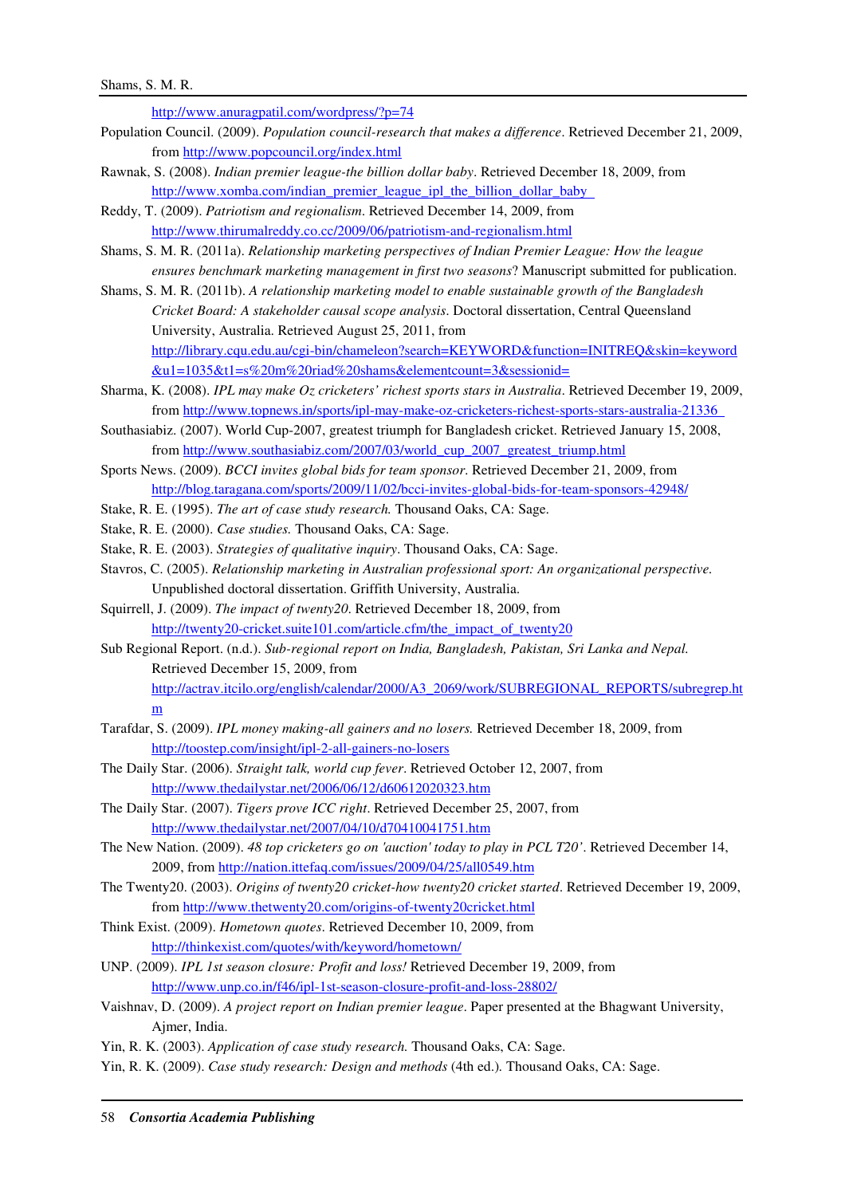http://www.anuragpatil.com/wordpress/?p=74

Population Council. (2009). *Population council-research that makes a difference*. Retrieved December 21, 2009, from http://www.popcouncil.org/index.html

Rawnak, S. (2008). *Indian premier league-the billion dollar baby*. Retrieved December 18, 2009, from http://www.xomba.com/indian_premier_league_ipl_the_billion_dollar_baby

Reddy, T. (2009). *Patriotism and regionalism*. Retrieved December 14, 2009, from http://www.thirumalreddy.co.cc/2009/06/patriotism-and-regionalism.html

Shams, S. M. R. (2011a). *Relationship marketing perspectives of Indian Premier League: How the league ensures benchmark marketing management in first two seasons*? Manuscript submitted for publication.

Shams, S. M. R. (2011b). *A relationship marketing model to enable sustainable growth of the Bangladesh Cricket Board: A stakeholder causal scope analysis*. Doctoral dissertation, Central Queensland University, Australia. Retrieved August 25, 2011, from http://library.cqu.edu.au/cgi-bin/chameleon?search=KEYWORD&function=INITREQ&skin=keyword&u1=1035&t1=s%20m%20riad%20shams&elementcount=3&sessionid=

Sharma, K. (2008). *IPL may make Oz cricketers' richest sports stars in Australia*. Retrieved December 19, 2009, from http://www.topnews.in/sports/ipl-may-make-oz-cricketers-richest-sports-stars-australia-21336

Southasiabiz. (2007). World Cup-2007, greatest triumph for Bangladesh cricket. Retrieved January 15, 2008, from http://www.southasiabiz.com/2007/03/world_cup_2007_greatest_triump.html

Sports News. (2009). *BCCI invites global bids for team sponsor*. Retrieved December 21, 2009, from http://blog.taragana.com/sports/2009/11/02/bcci-invites-global-bids-for-team-sponsors-42948/

Stake, R. E. (1995). *The art of case study research.* Thousand Oaks, CA: Sage.

Stake, R. E. (2000). *Case studies.* Thousand Oaks, CA: Sage.

Stake, R. E. (2003). *Strategies of qualitative inquiry*. Thousand Oaks, CA: Sage.

Stavros, C. (2005). *Relationship marketing in Australian professional sport: An organizational perspective.* Unpublished doctoral dissertation. Griffith University, Australia.

Squirrell, J. (2009). *The impact of twenty20*. Retrieved December 18, 2009, from http://twenty20-cricket.suite101.com/article.cfm/the_impact_of_twenty20

Sub Regional Report. (n.d.). *Sub-regional report on India, Bangladesh, Pakistan, Sri Lanka and Nepal.* Retrieved December 15, 2009, from http://actrav.itcilo.org/english/calendar/2000/A3_2069/work/SUBREGIONAL_REPORTS/subregrep.htm

Tarafdar, S. (2009). *IPL money making-all gainers and no losers.* Retrieved December 18, 2009, from http://toostep.com/insight/ipl-2-all-gainers-no-losers

The Daily Star. (2006). *Straight talk, world cup fever*. Retrieved October 12, 2007, from http://www.thedailystar.net/2006/06/12/d60612020323.htm

The Daily Star. (2007). *Tigers prove ICC right*. Retrieved December 25, 2007, from http://www.thedailystar.net/2007/04/10/d70410041751.htm

The New Nation. (2009). *48 top cricketers go on 'auction' today to play in PCL T20'*. Retrieved December 14, 2009, from http://nation.ittefaq.com/issues/2009/04/25/all0549.htm

The Twenty20. (2003). *Origins of twenty20 cricket-how twenty20 cricket started*. Retrieved December 19, 2009, from http://www.thetwenty20.com/origins-of-twenty20cricket.html

Think Exist. (2009). *Hometown quotes*. Retrieved December 10, 2009, from http://thinkexist.com/quotes/with/keyword/hometown/

UNP. (2009). *IPL 1st season closure: Profit and loss!* Retrieved December 19, 2009, from http://www.unp.co.in/f46/ipl-1st-season-closure-profit-and-loss-28802/

Vaishnav, D. (2009). *A project report on Indian premier league*. Paper presented at the Bhagwant University, Ajmer, India.

Yin, R. K. (2003). *Application of case study research.* Thousand Oaks, CA: Sage.

Yin, R. K. (2009). *Case study research: Design and methods* (4th ed.). Thousand Oaks, CA: Sage.